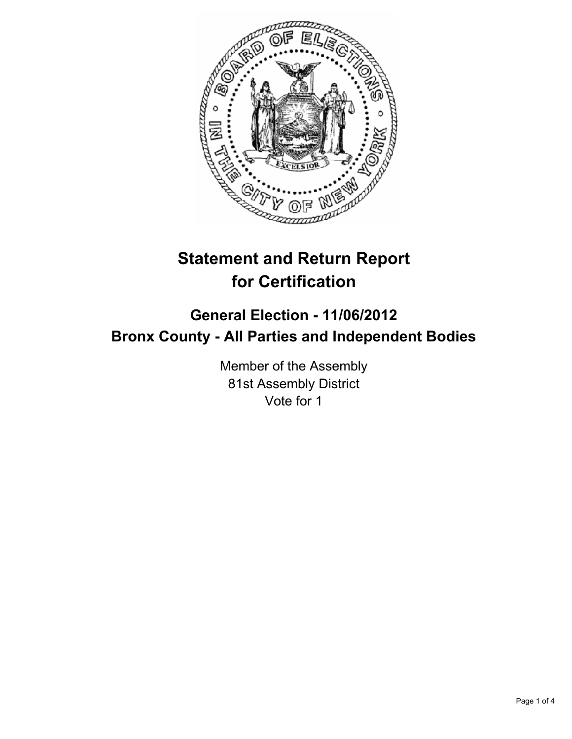# Statement and Return Report for Certification

## General Election - 11/06/2012
## Bronx County - All Parties and Independent Bodies

Member of the Assembly
81st Assembly District
Vote for 1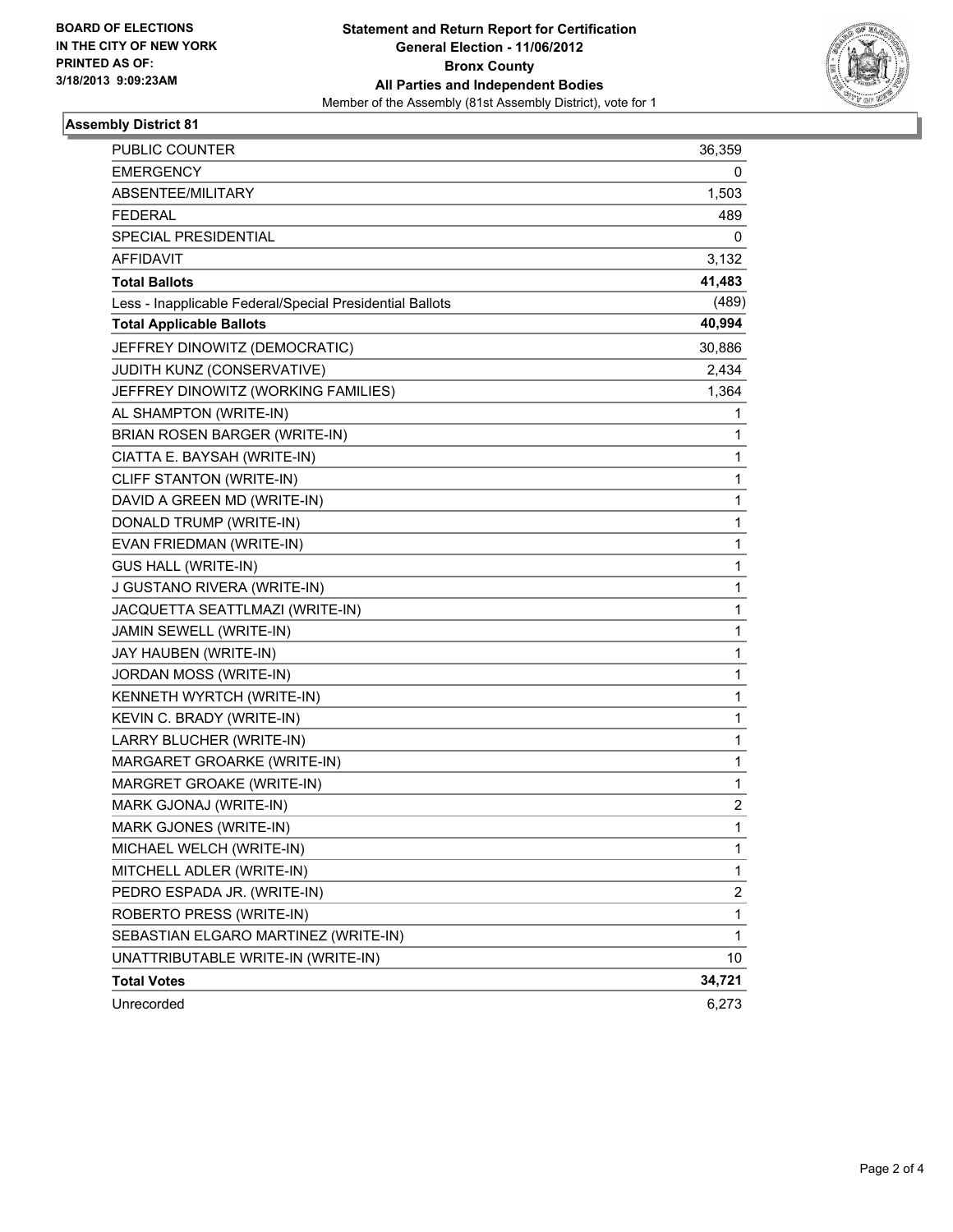**BOARD OF ELECTIONS IN THE CITY OF NEW YORK PRINTED AS OF: 3/18/2013 9:09:23AM**

**Statement and Return Report for Certification**
**General Election - 11/06/2012**
**Bronx County**
**All Parties and Independent Bodies**
Member of the Assembly (81st Assembly District), vote for 1

## Assembly District 81

| | |
|---|---|
| PUBLIC COUNTER | 36,359 |
| EMERGENCY | 0 |
| ABSENTEE/MILITARY | 1,503 |
| FEDERAL | 489 |
| SPECIAL PRESIDENTIAL | 0 |
| AFFIDAVIT | 3,132 |
| **Total Ballots** | **41,483** |
| Less - Inapplicable Federal/Special Presidential Ballots | (489) |
| **Total Applicable Ballots** | **40,994** |
| JEFFREY DINOWITZ (DEMOCRATIC) | 30,886 |
| JUDITH KUNZ (CONSERVATIVE) | 2,434 |
| JEFFREY DINOWITZ (WORKING FAMILIES) | 1,364 |
| AL SHAMPTON (WRITE-IN) | 1 |
| BRIAN ROSEN BARGER (WRITE-IN) | 1 |
| CIATTA E. BAYSAH (WRITE-IN) | 1 |
| CLIFF STANTON (WRITE-IN) | 1 |
| DAVID A GREEN MD (WRITE-IN) | 1 |
| DONALD TRUMP (WRITE-IN) | 1 |
| EVAN FRIEDMAN (WRITE-IN) | 1 |
| GUS HALL (WRITE-IN) | 1 |
| J GUSTANO RIVERA (WRITE-IN) | 1 |
| JACQUETTA SEATTLMAZI (WRITE-IN) | 1 |
| JAMIN SEWELL (WRITE-IN) | 1 |
| JAY HAUBEN (WRITE-IN) | 1 |
| JORDAN MOSS (WRITE-IN) | 1 |
| KENNETH WYRTCH (WRITE-IN) | 1 |
| KEVIN C. BRADY (WRITE-IN) | 1 |
| LARRY BLUCHER (WRITE-IN) | 1 |
| MARGARET GROARKE (WRITE-IN) | 1 |
| MARGRET GROAKE (WRITE-IN) | 1 |
| MARK GJONAJ (WRITE-IN) | 2 |
| MARK GJONES (WRITE-IN) | 1 |
| MICHAEL WELCH (WRITE-IN) | 1 |
| MITCHELL ADLER (WRITE-IN) | 1 |
| PEDRO ESPADA JR. (WRITE-IN) | 2 |
| ROBERTO PRESS (WRITE-IN) | 1 |
| SEBASTIAN ELGARO MARTINEZ (WRITE-IN) | 1 |
| UNATTRIBUTABLE WRITE-IN (WRITE-IN) | 10 |
| **Total Votes** | **34,721** |
| Unrecorded | 6,273 |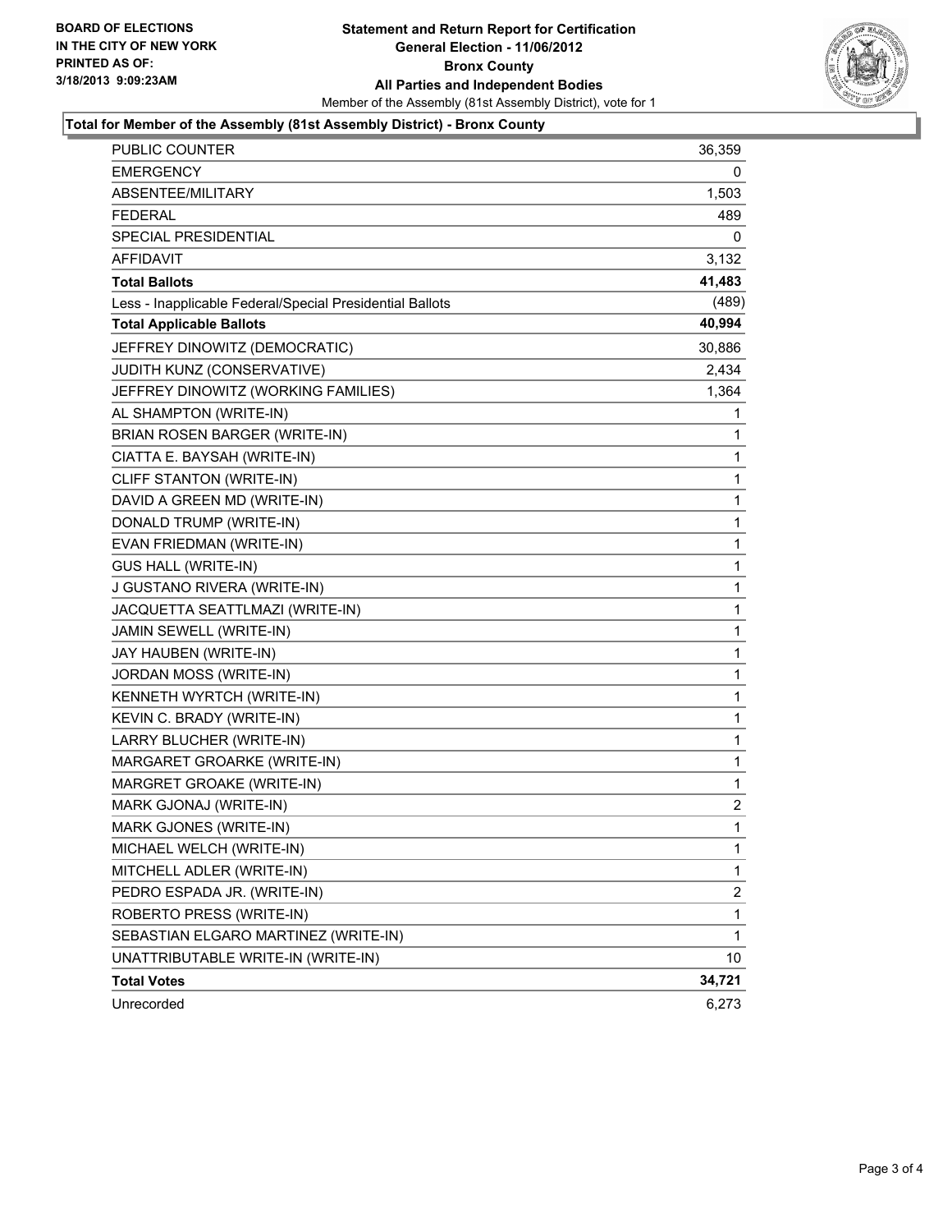**BOARD OF ELECTIONS IN THE CITY OF NEW YORK**
**PRINTED AS OF: 3/18/2013 9:09:23AM**

# Statement and Return Report for Certification
## General Election - 11/06/2012
## Bronx County
## All Parties and Independent Bodies

Member of the Assembly (81st Assembly District), vote for 1

### Total for Member of the Assembly (81st Assembly District) - Bronx County

| | |
|---|---|
| PUBLIC COUNTER | 36,359 |
| EMERGENCY | 0 |
| ABSENTEE/MILITARY | 1,503 |
| FEDERAL | 489 |
| SPECIAL PRESIDENTIAL | 0 |
| AFFIDAVIT | 3,132 |
| **Total Ballots** | **41,483** |
| Less - Inapplicable Federal/Special Presidential Ballots | (489) |
| **Total Applicable Ballots** | **40,994** |
| JEFFREY DINOWITZ (DEMOCRATIC) | 30,886 |
| JUDITH KUNZ (CONSERVATIVE) | 2,434 |
| JEFFREY DINOWITZ (WORKING FAMILIES) | 1,364 |
| AL SHAMPTON (WRITE-IN) | 1 |
| BRIAN ROSEN BARGER (WRITE-IN) | 1 |
| CIATTA E. BAYSAH (WRITE-IN) | 1 |
| CLIFF STANTON (WRITE-IN) | 1 |
| DAVID A GREEN MD (WRITE-IN) | 1 |
| DONALD TRUMP (WRITE-IN) | 1 |
| EVAN FRIEDMAN (WRITE-IN) | 1 |
| GUS HALL (WRITE-IN) | 1 |
| J GUSTANO RIVERA (WRITE-IN) | 1 |
| JACQUETTA SEATTLMAZI (WRITE-IN) | 1 |
| JAMIN SEWELL (WRITE-IN) | 1 |
| JAY HAUBEN (WRITE-IN) | 1 |
| JORDAN MOSS (WRITE-IN) | 1 |
| KENNETH WYRTCH (WRITE-IN) | 1 |
| KEVIN C. BRADY (WRITE-IN) | 1 |
| LARRY BLUCHER (WRITE-IN) | 1 |
| MARGARET GROARKE (WRITE-IN) | 1 |
| MARGRET GROAKE (WRITE-IN) | 1 |
| MARK GJONAJ (WRITE-IN) | 2 |
| MARK GJONES (WRITE-IN) | 1 |
| MICHAEL WELCH (WRITE-IN) | 1 |
| MITCHELL ADLER (WRITE-IN) | 1 |
| PEDRO ESPADA JR. (WRITE-IN) | 2 |
| ROBERTO PRESS (WRITE-IN) | 1 |
| SEBASTIAN ELGARO MARTINEZ (WRITE-IN) | 1 |
| UNATTRIBUTABLE WRITE-IN (WRITE-IN) | 10 |
| **Total Votes** | **34,721** |
| Unrecorded | 6,273 |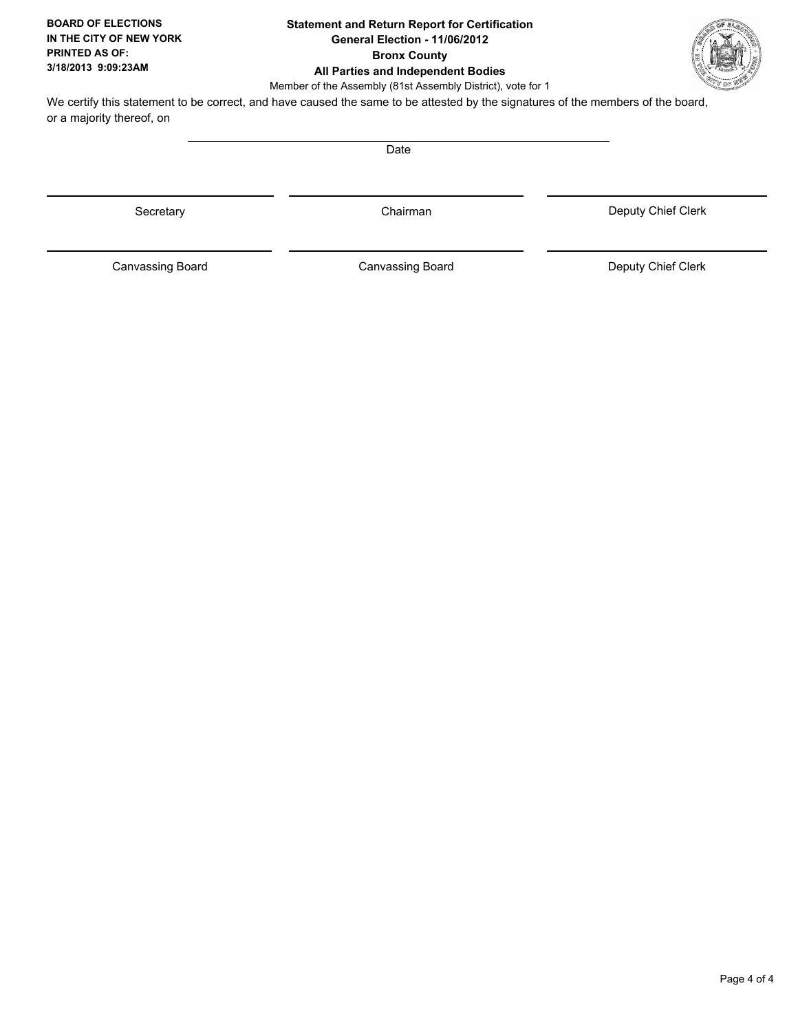**BOARD OF ELECTIONS IN THE CITY OF NEW YORK PRINTED AS OF: 3/18/2013 9:09:23AM**

**Statement and Return Report for Certification**
**General Election - 11/06/2012**
**Bronx County**
**All Parties and Independent Bodies**
Member of the Assembly (81st Assembly District), vote for 1

We certify this statement to be correct, and have caused the same to be attested by the signatures of the members of the board, or a majority thereof, on

Date

| | | |
|---|---|---|
| Secretary | Chairman | Deputy Chief Clerk |
| Canvassing Board | Canvassing Board | Deputy Chief Clerk |